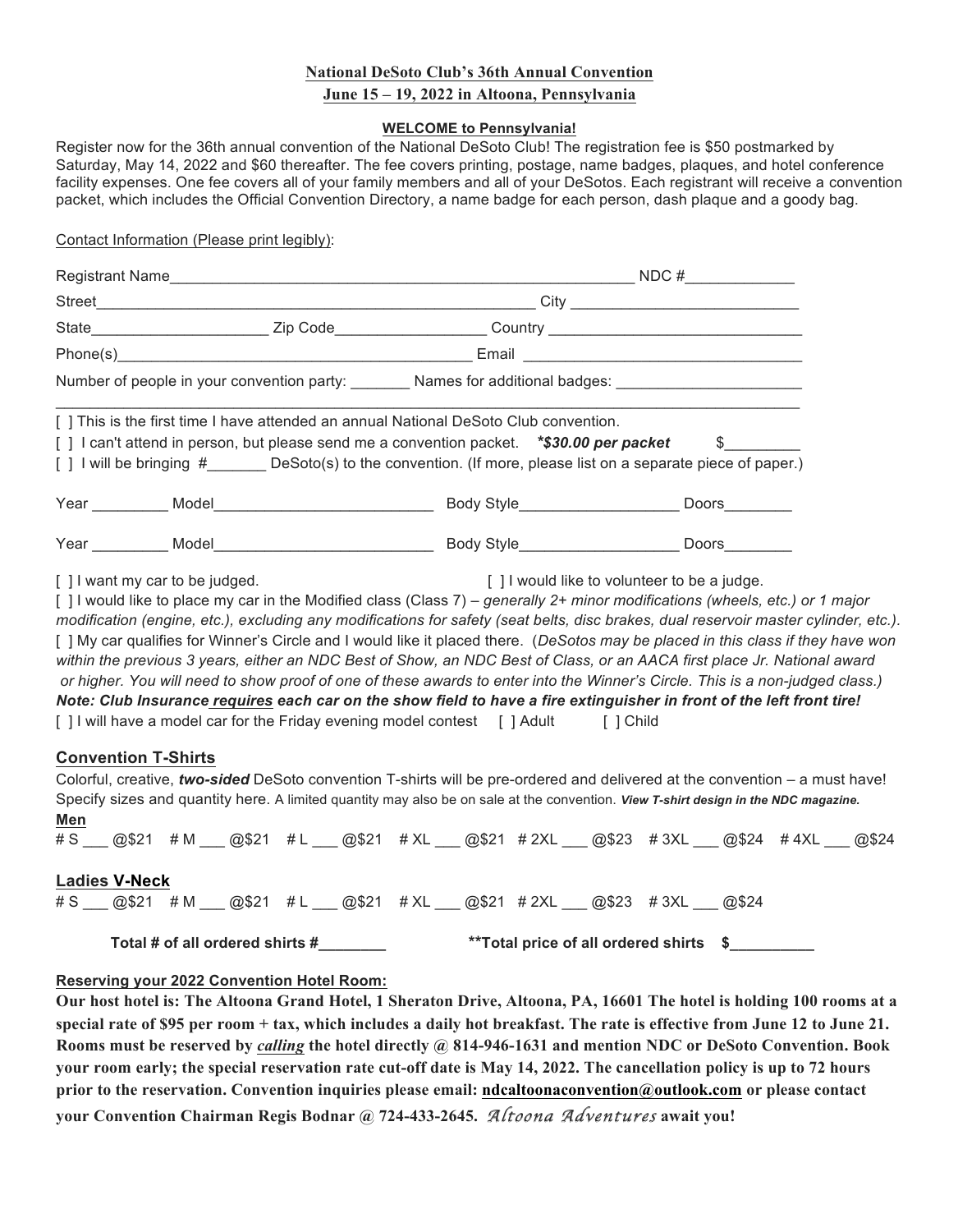**National DeSoto Club's 36th Annual Convention**
**June 15 – 19, 2022 in Altoona, Pennsylvania**

**WELCOME to Pennsylvania!**

Register now for the 36th annual convention of the National DeSoto Club! The registration fee is $50 postmarked by Saturday, May 14, 2022 and $60 thereafter. The fee covers printing, postage, name badges, plaques, and hotel conference facility expenses. One fee covers all of your family members and all of your DeSotos. Each registrant will receive a convention packet, which includes the Official Convention Directory, a name badge for each person, dash plaque and a goody bag.

Contact Information (Please print legibly):

Registrant Name_______________________________________________ NDC #____________

Street____________________________________________ City ________________________

State__________________ Zip Code________________ Country ___________________________

Phone(s)______________________________________ Email ______________________________

Number of people in your convention party: _______ Names for additional badges: _____________________

_____________________________________________________________________________________

[ ] This is the first time I have attended an annual National DeSoto Club convention.

[ ] I can't attend in person, but please send me a convention packet. ***$30.00 per packet** $_________

[ ] I will be bringing #_______ DeSoto(s) to the convention. (If more, please list on a separate piece of paper.)

Year _________ Model__________________________ Body Style__________________ Doors________

Year _________ Model__________________________ Body Style__________________ Doors________

[ ] I want my car to be judged. [ ] I would like to volunteer to be a judge.

[ ] I would like to place my car in the Modified class (Class 7) – *generally 2+ minor modifications (wheels, etc.) or 1 major modification (engine, etc.), excluding any modifications for safety (seat belts, disc brakes, dual reservoir master cylinder, etc.).*

[ ] My car qualifies for Winner's Circle and I would like it placed there. (*DeSotos may be placed in this class if they have won within the previous 3 years, either an NDC Best of Show, an NDC Best of Class, or an AACA first place Jr. National award or higher. You will need to show proof of one of these awards to enter into the Winner's Circle. This is a non-judged class.)*

***Note: Club Insurance requires each car on the show field to have a fire extinguisher in front of the left front tire!***

[ ] I will have a model car for the Friday evening model contest [ ] Adult [ ] Child

## Convention T-Shirts

Colorful, creative, ***two-sided*** DeSoto convention T-shirts will be pre-ordered and delivered at the convention – a must have! Specify sizes and quantity here. A limited quantity may also be on sale at the convention. ***View T-shirt design in the NDC magazine.***

**Men**

# S ___ @$21 # M ___ @$21 # L ___ @$21 # XL ___ @$21 # 2XL ___ @$23 # 3XL ___ @$24 # 4XL ___ @$24

**Ladies V-Neck**

# S ___ @$21 # M ___ @$21 # L ___ @$21 # XL ___ @$21 # 2XL ___ @$23 # 3XL ___ @$24

**Total # of all ordered shirts #________** **\*\*Total price of all ordered shirts $__________**

**Reserving your 2022 Convention Hotel Room:**

**Our host hotel is: The Altoona Grand Hotel, 1 Sheraton Drive, Altoona, PA, 16601 The hotel is holding 100 rooms at a special rate of $95 per room + tax, which includes a daily hot breakfast. The rate is effective from June 12 to June 21. Rooms must be reserved by *calling* the hotel directly @ 814-946-1631 and mention NDC or DeSoto Convention. Book your room early; the special reservation rate cut-off date is May 14, 2022. The cancellation policy is up to 72 hours prior to the reservation. Convention inquiries please email: ndcaltoonaconvention@outlook.com or please contact your Convention Chairman Regis Bodnar @ 724-433-2645. *Altoona Adventures* await you!**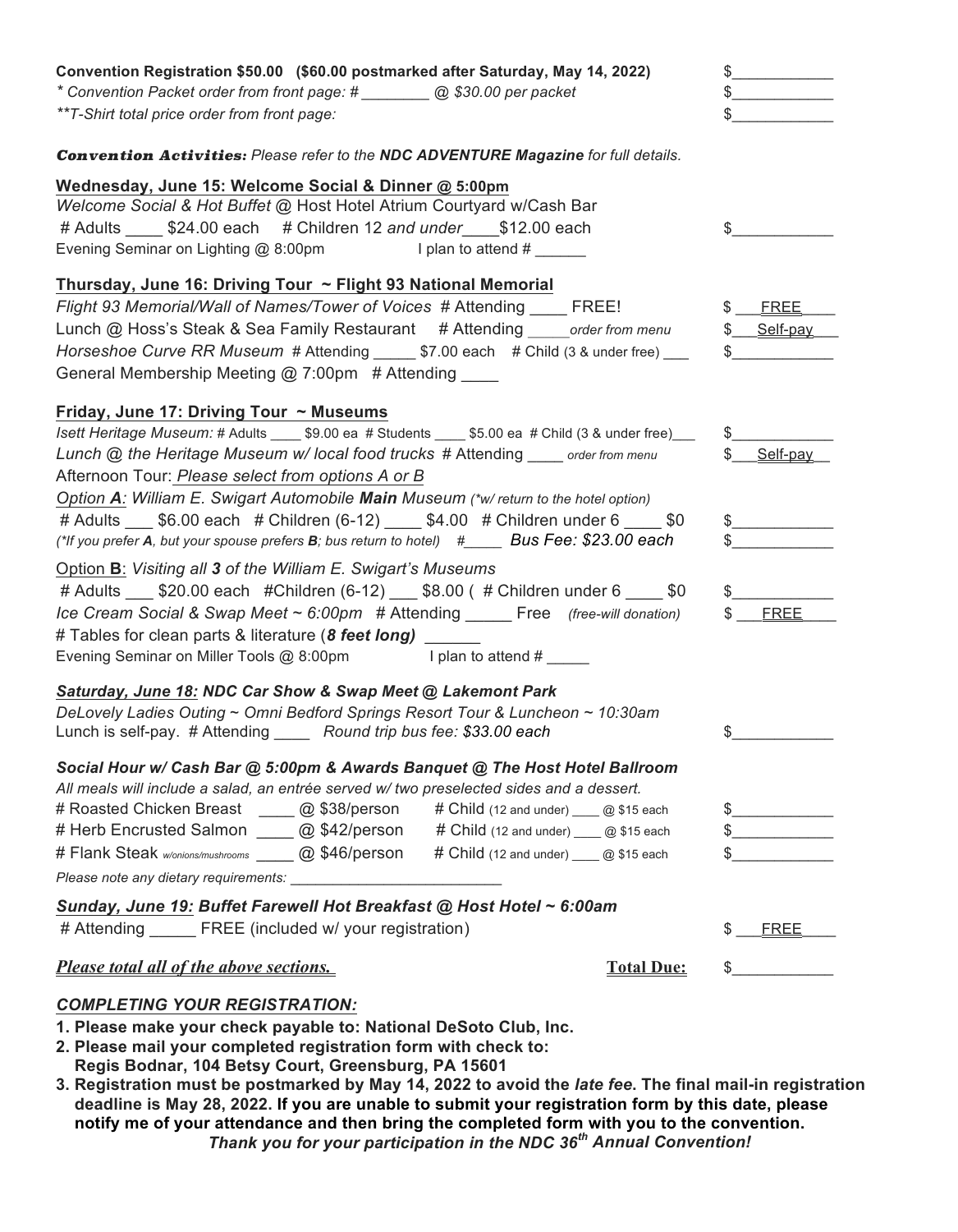**Convention Registration $50.00 ($60.00 postmarked after Saturday, May 14, 2022)** $____________

*\* Convention Packet order from front page: # ________ @ $30.00 per packet* $____________

*\*\*T-Shirt total price order from front page:* $____________

***Convention Activities:*** *Please refer to the* ***NDC ADVENTURE Magazine*** *for full details.*

**Wednesday, June 15: Welcome Social & Dinner @ 5:00pm**

*Welcome Social & Hot Buffet* @ Host Hotel Atrium Courtyard w/Cash Bar

\# Adults ____ $24.00 each # Children 12 *and under* ____ $12.00 each $____________

Evening Seminar on Lighting @ 8:00pm I plan to attend # ______

**Thursday, June 16: Driving Tour ~ Flight 93 National Memorial**

*Flight 93 Memorial/Wall of Names/Tower of Voices* # Attending ____ FREE! $ FREE

Lunch @ Hoss's Steak & Sea Family Restaurant # Attending _____ *order from menu* $ Self-pay

*Horseshoe Curve RR Museum* # Attending _____ $7.00 each # Child (3 & under free) ___ $____________

General Membership Meeting @ 7:00pm # Attending ____

**Friday, June 17: Driving Tour ~ Museums**

*Isett Heritage Museum:* # Adults ____ $9.00 ea # Students ____ $5.00 ea # Child (3 & under free) ___ $____________

*Lunch @ the Heritage Museum w/ local food trucks* # Attending ____ *order from menu* $ Self-pay

Afternoon Tour: *Please select from options A or B*

*Option **A**: William E. Swigart Automobile **Main** Museum (\*w/ return to the hotel option)*

\# Adults ___ $6.00 each # Children (6-12) ____ $4.00 # Children under 6 ____ $0 $____________

*(\*If you prefer **A**, but your spouse prefers **B**; bus return to hotel)* #____ *Bus Fee: $23.00 each* $____________

Option **B**: *Visiting all **3** of the William E. Swigart's Museums*

\# Adults ___ $20.00 each #Children (6-12) ___ $8.00 ( # Children under 6 ____ $0 $____________

*Ice Cream Social & Swap Meet ~ 6:00pm* # Attending _____ Free *(free-will donation)* $ FREE

\# Tables for clean parts & literature (***8 feet long)*** ______

Evening Seminar on Miller Tools @ 8:00pm I plan to attend # _____

***Saturday, June 18: NDC Car Show & Swap Meet @ Lakemont Park***

*DeLovely Ladies Outing ~ Omni Bedford Springs Resort Tour & Luncheon ~ 10:30am*

Lunch is self-pay. # Attending ____ *Round trip bus fee: $33.00 each* $____________

***Social Hour w/ Cash Bar @ 5:00pm & Awards Banquet @ The Host Hotel Ballroom***

*All meals will include a salad, an entrée served w/ two preselected sides and a dessert.*

\# Roasted Chicken Breast ____ @ $38/person # Child (12 and under) ____ @ $15 each $____________

\# Herb Encrusted Salmon ____ @ $42/person # Child (12 and under) ____ @ $15 each $____________

\# Flank Steak *w/onions/mushrooms* ____ @ $46/person # Child (12 and under) ____ @ $15 each $____________

*Please note any dietary requirements:* __________________________

***Sunday, June 19:*** ***Buffet Farewell Hot Breakfast @ Host Hotel ~ 6:00am***

\# Attending _____ FREE (included w/ your registration) $ FREE

***Please total all of the above sections.*** **Total Due:** $____________

***COMPLETING YOUR REGISTRATION:***

1. **Please make your check payable to: National DeSoto Club, Inc.**
2. **Please mail your completed registration form with check to:**
   **Regis Bodnar, 104 Betsy Court, Greensburg, PA 15601**
3. **Registration must be postmarked by May 14, 2022 to avoid the *late fee*. The final mail-in registration deadline is May 28, 2022. If you are unable to submit your registration form by this date, please notify me of your attendance and then bring the completed form with you to the convention.**

***Thank you for your participation in the NDC 36th Annual Convention!***